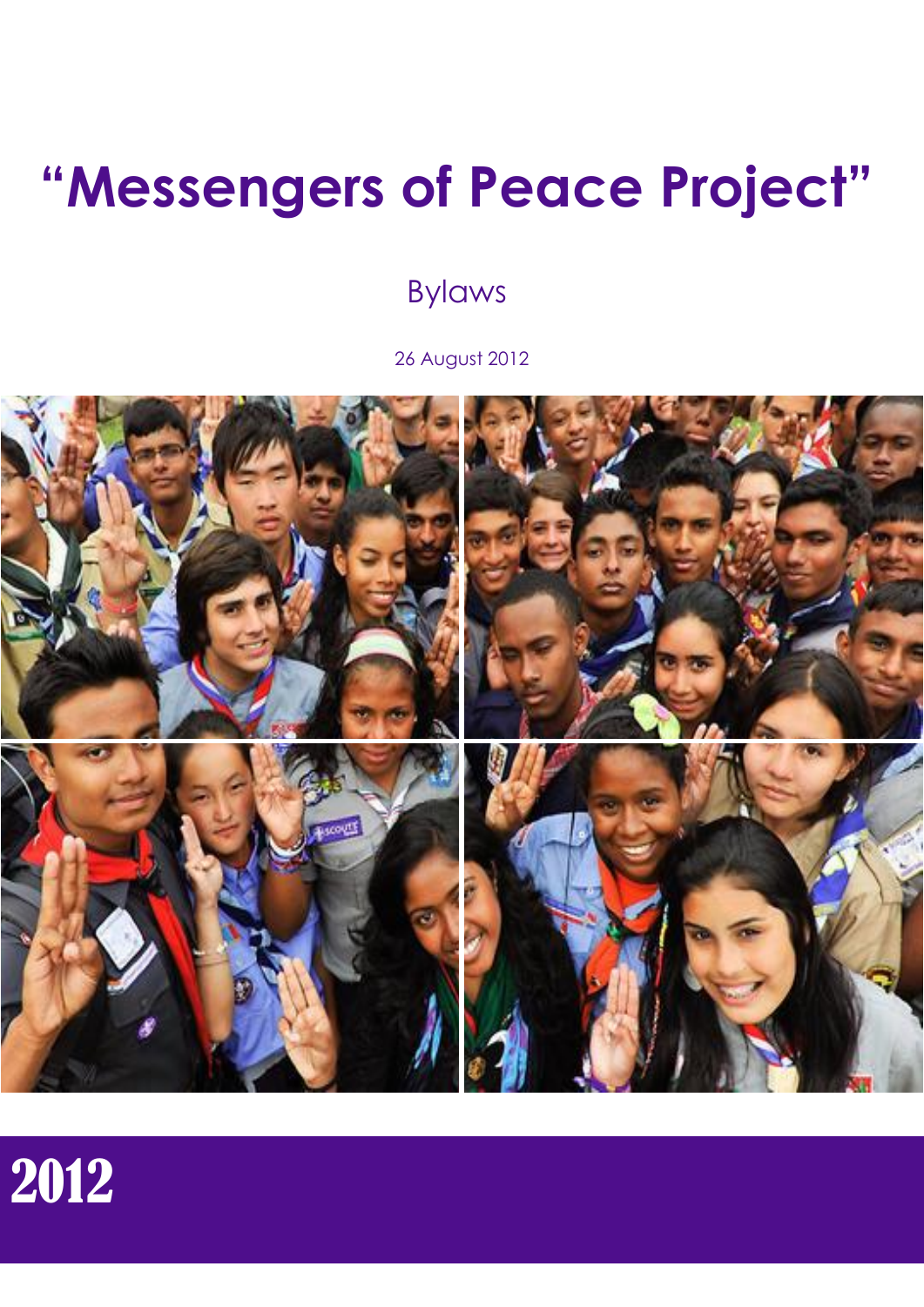# “Messengers of Peace Project”

Bylaws

26 August 2012

2012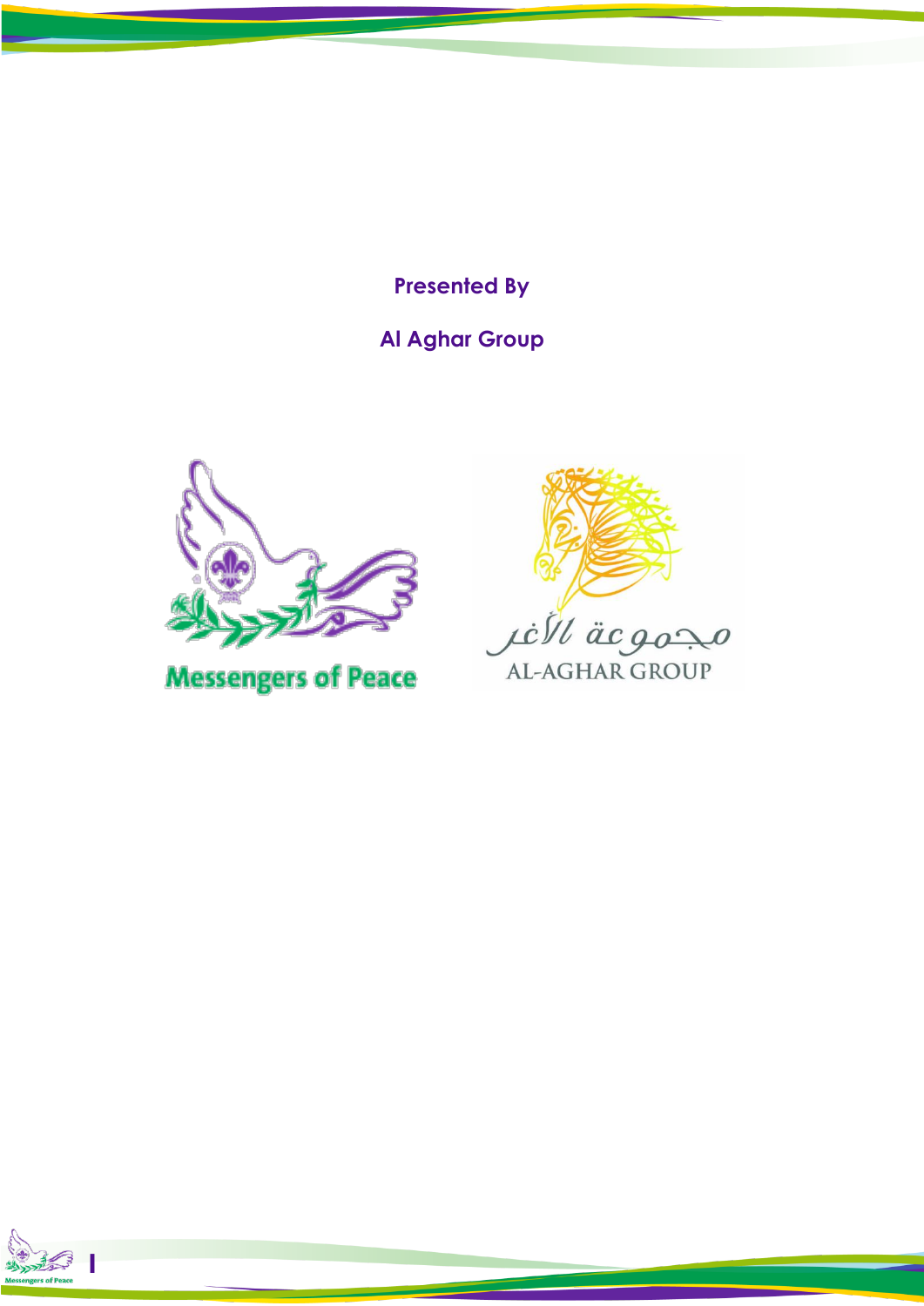**Presented By**

**Al Aghar Group**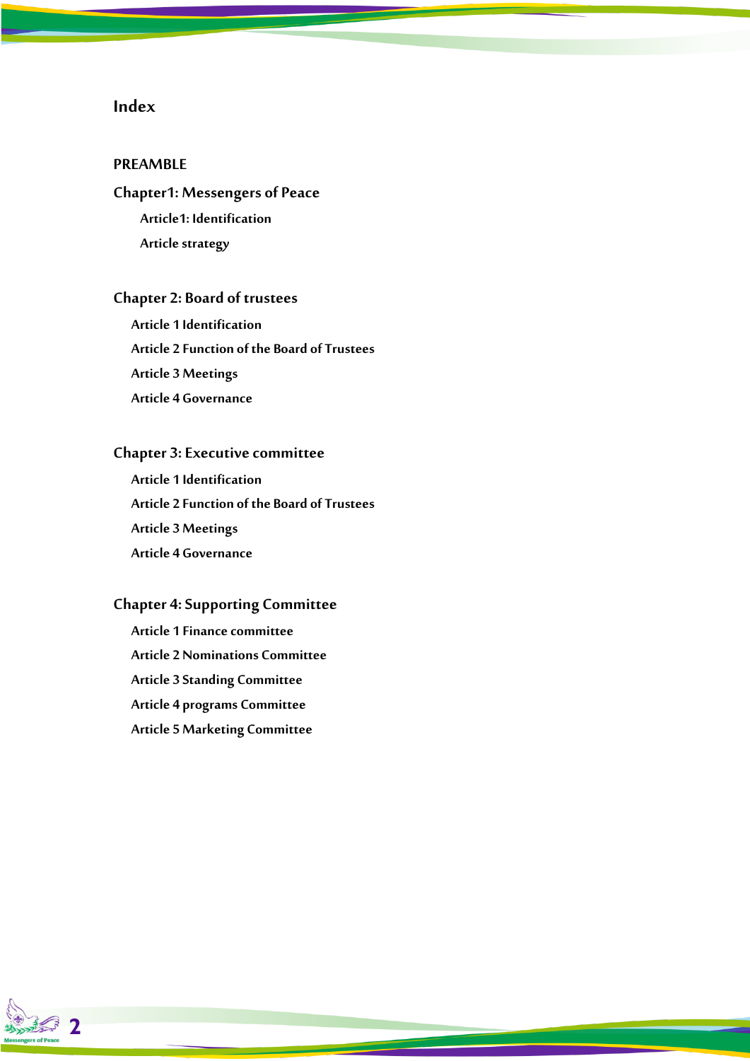# Index

**PREAMBLE**

## Chapter1: Messengers of Peace

- Article1: Identification
- Article strategy

## Chapter 2: Board of trustees

- Article 1 Identification
- Article 2 Function of the Board of Trustees
- Article 3 Meetings
- Article 4 Governance

## Chapter 3: Executive committee

- Article 1 Identification
- Article 2 Function of the Board of Trustees
- Article 3 Meetings
- Article 4 Governance

## Chapter 4: Supporting Committee

- Article 1 Finance committee
- Article 2 Nominations Committee
- Article 3 Standing Committee
- Article 4 programs Committee
- Article 5 Marketing Committee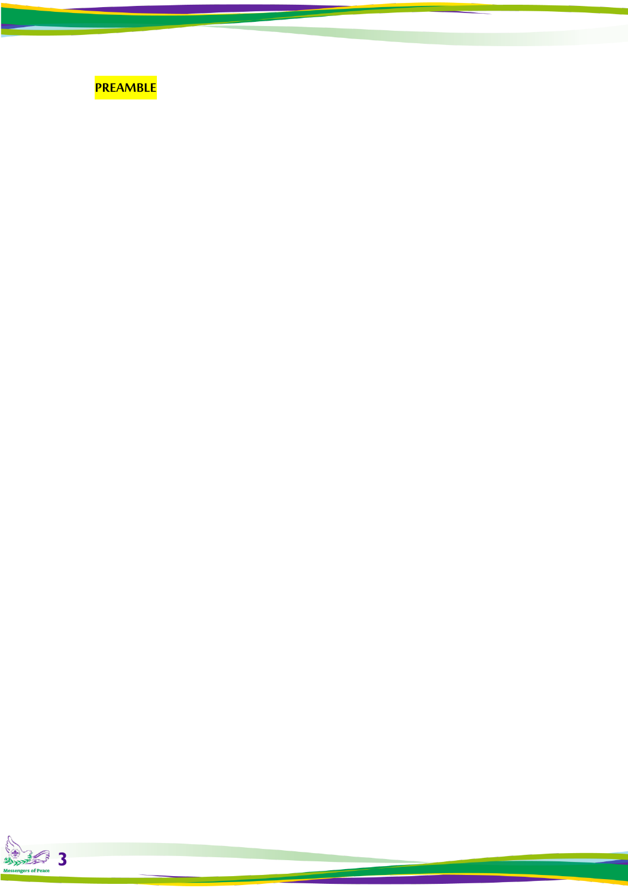## PREAMBLE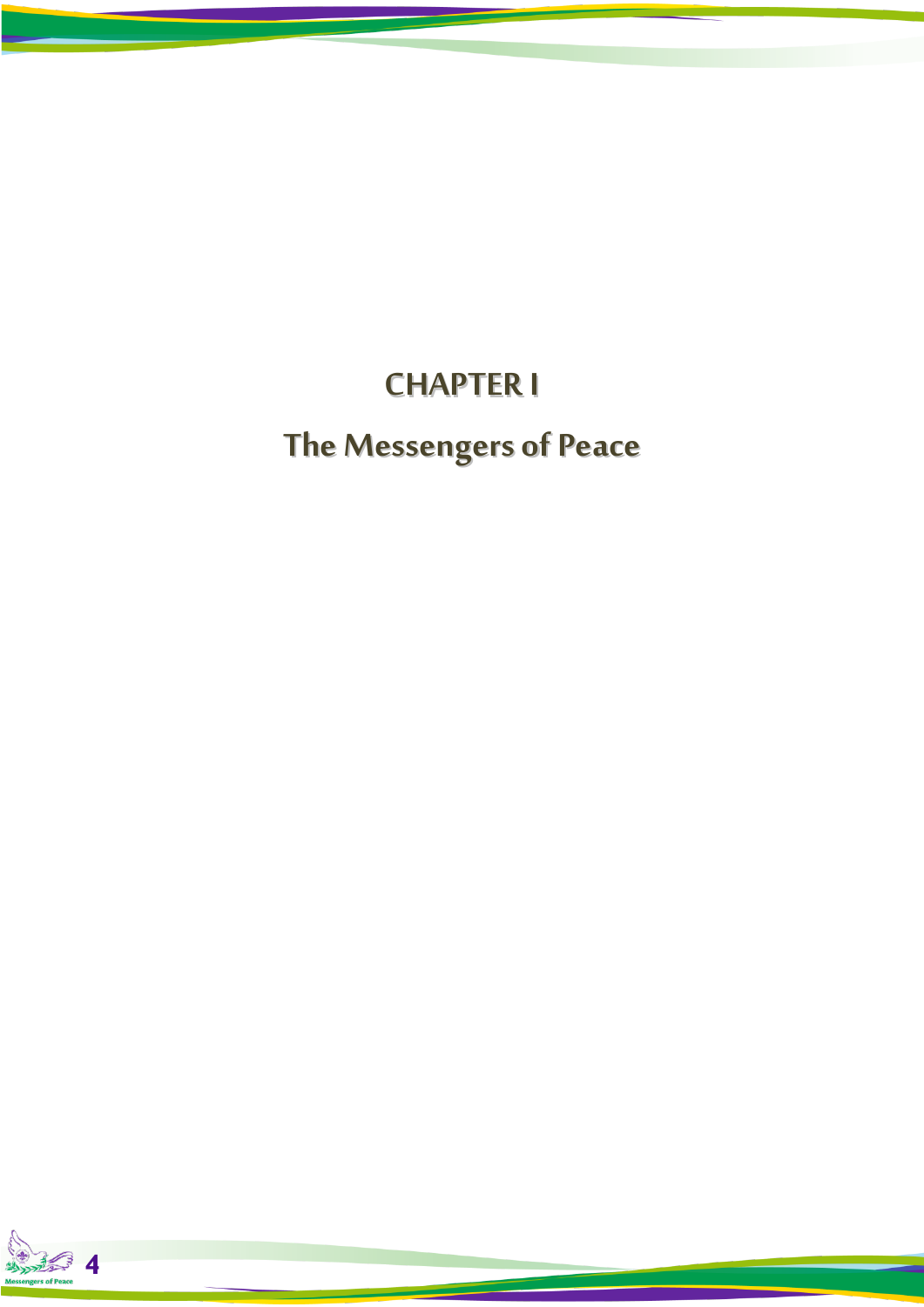# CHAPTER I

# The Messengers of Peace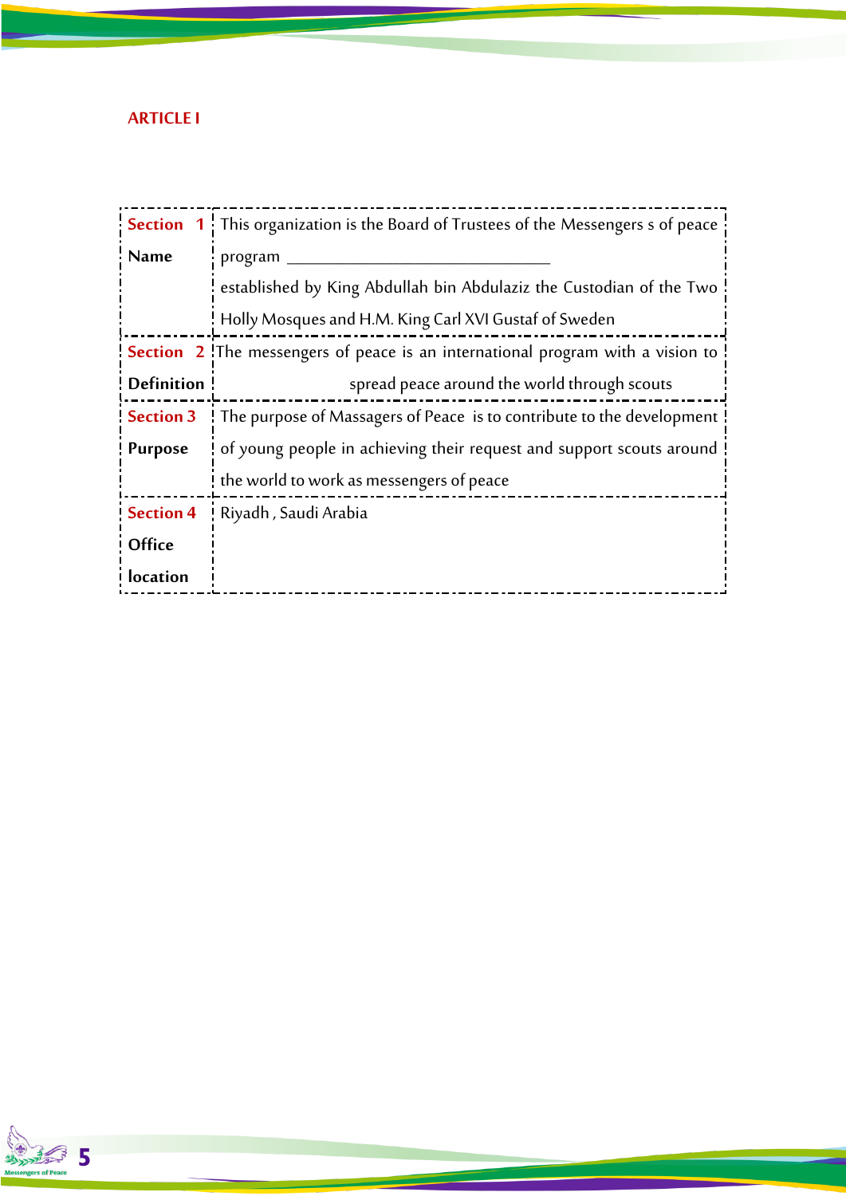## ARTICLE I

| | |
|---|---|
| **Section 1**<br>**Name** | This organization is the Board of Trustees of the Messengers s of peace program ______________________________ established by King Abdullah bin Abdulaziz the Custodian of the Two Holly Mosques and H.M. King Carl XVI Gustaf of Sweden |
| **Section 2**<br>**Definition** | The messengers of peace is an international program with a vision to spread peace around the world through scouts |
| **Section 3**<br>**Purpose** | The purpose of Massagers of Peace is to contribute to the development of young people in achieving their request and support scouts around the world to work as messengers of peace |
| **Section 4**<br>**Office location** | Riyadh , Saudi Arabia |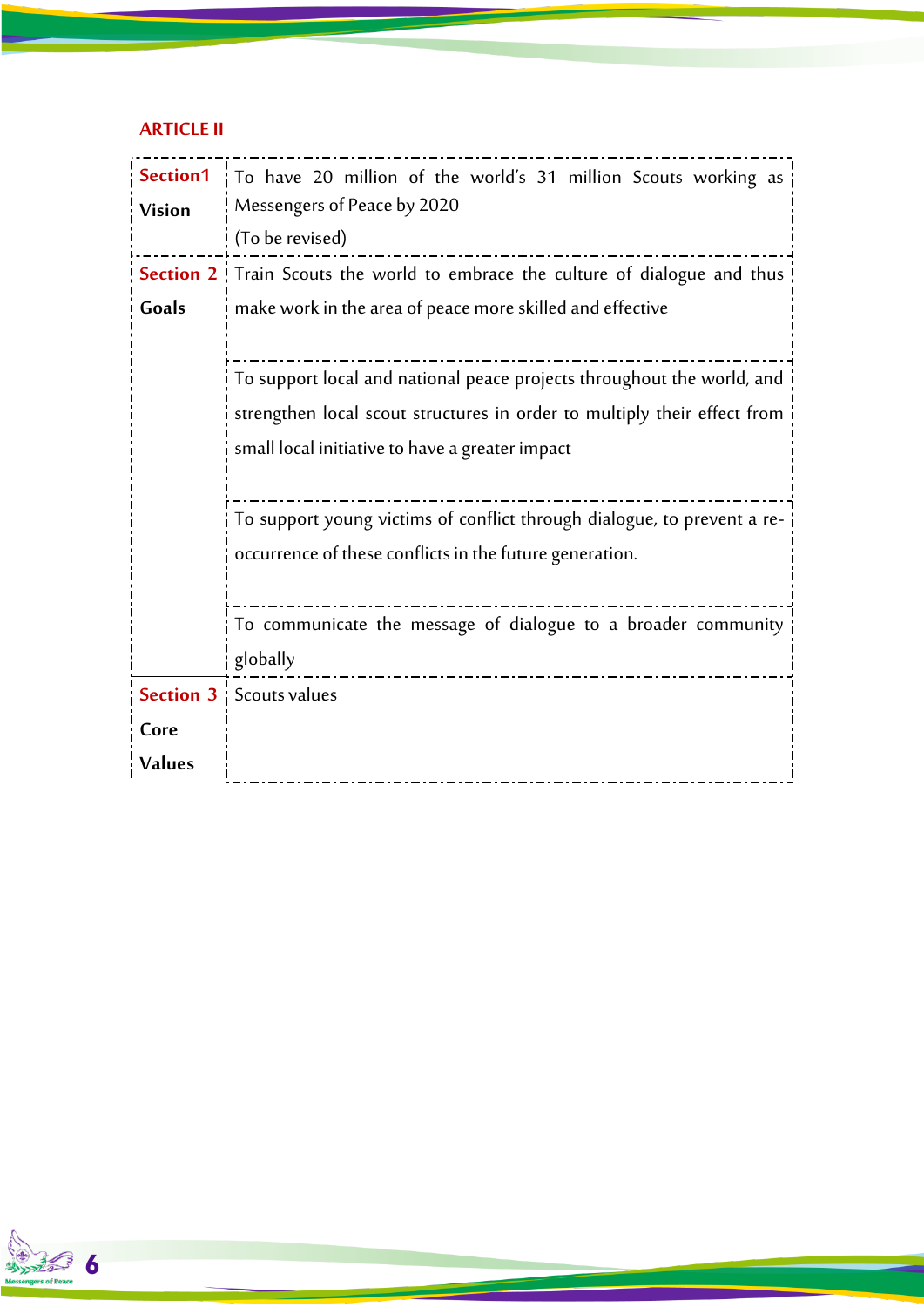## ARTICLE II

| | |
|---|---|
| **Section1** **Vision** | To have 20 million of the world's 31 million Scouts working as Messengers of Peace by 2020 (To be revised) |
| **Section 2** **Goals** | Train Scouts the world to embrace the culture of dialogue and thus make work in the area of peace more skilled and effective |
| | To support local and national peace projects throughout the world, and strengthen local scout structures in order to multiply their effect from small local initiative to have a greater impact |
| | To support young victims of conflict through dialogue, to prevent a re-occurrence of these conflicts in the future generation. |
| | To communicate the message of dialogue to a broader community globally |
| **Section 3** **Core Values** | Scouts values |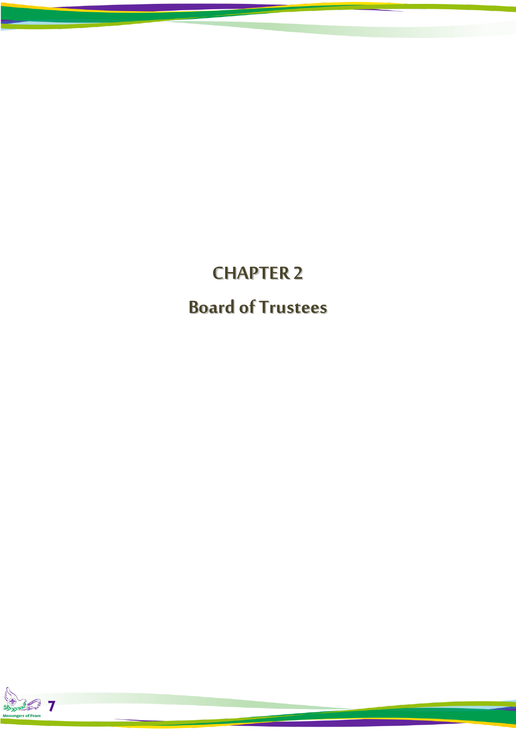# CHAPTER 2

## Board of Trustees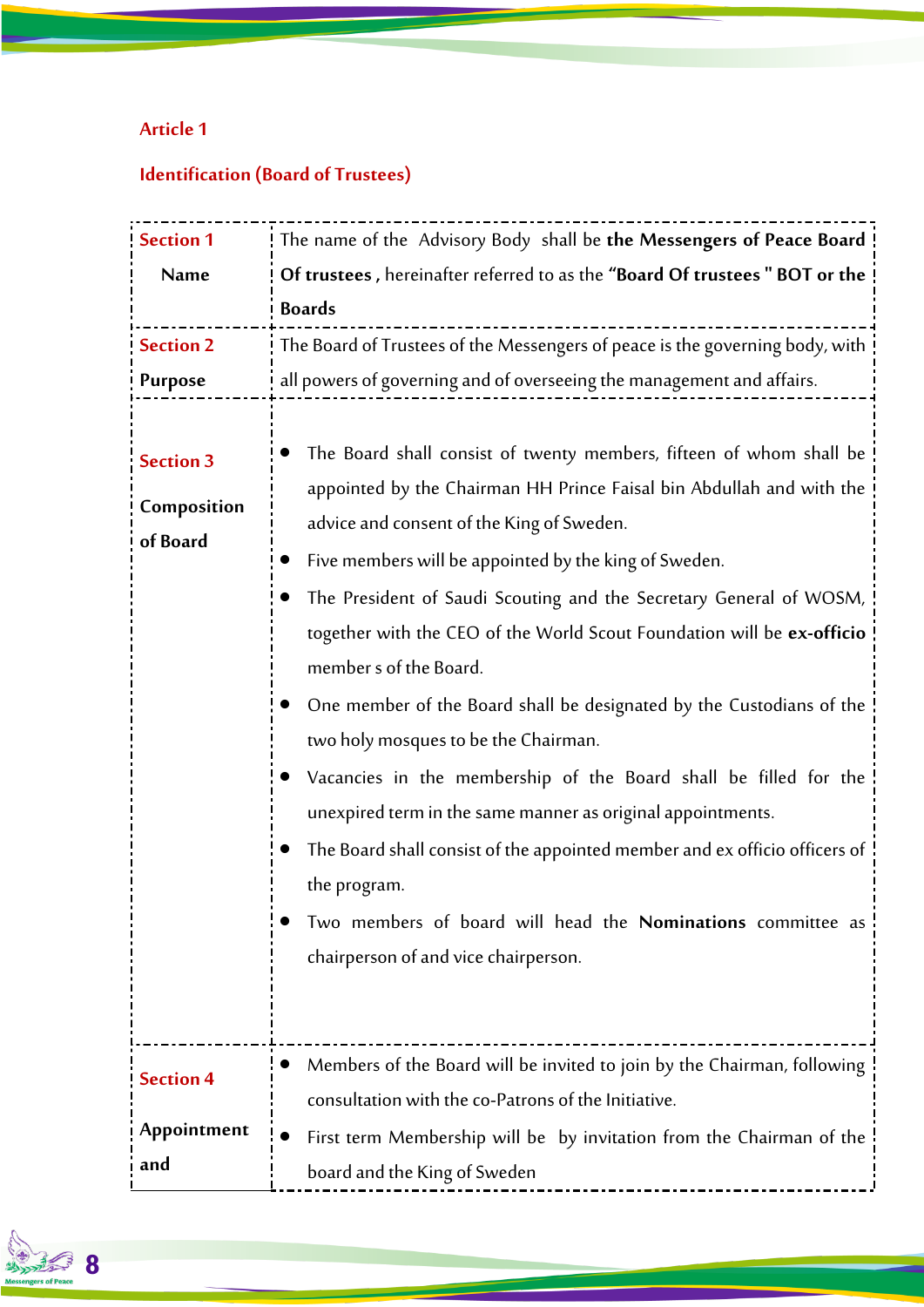## Article 1

## Identification (Board of Trustees)

| Section | Content |
|---|---|
| **Section 1** Name | The name of the Advisory Body shall be **the Messengers of Peace Board Of trustees ,** hereinafter referred to as the **"Board Of trustees " BOT or the Boards** |
| **Section 2** Purpose | The Board of Trustees of the Messengers of peace is the governing body, with all powers of governing and of overseeing the management and affairs. |
| **Section 3** Composition of Board | • The Board shall consist of twenty members, fifteen of whom shall be appointed by the Chairman HH Prince Faisal bin Abdullah and with the advice and consent of the King of Sweden.<br>• Five members will be appointed by the king of Sweden.<br>• The President of Saudi Scouting and the Secretary General of WOSM, together with the CEO of the World Scout Foundation will be **ex-officio** member s of the Board.<br>• One member of the Board shall be designated by the Custodians of the two holy mosques to be the Chairman.<br>• Vacancies in the membership of the Board shall be filled for the unexpired term in the same manner as original appointments.<br>• The Board shall consist of the appointed member and ex officio officers of the program.<br>• Two members of board will head the **Nominations** committee as chairperson of and vice chairperson. |
| **Section 4** Appointment and | • Members of the Board will be invited to join by the Chairman, following consultation with the co-Patrons of the Initiative.<br>• First term Membership will be by invitation from the Chairman of the board and the King of Sweden |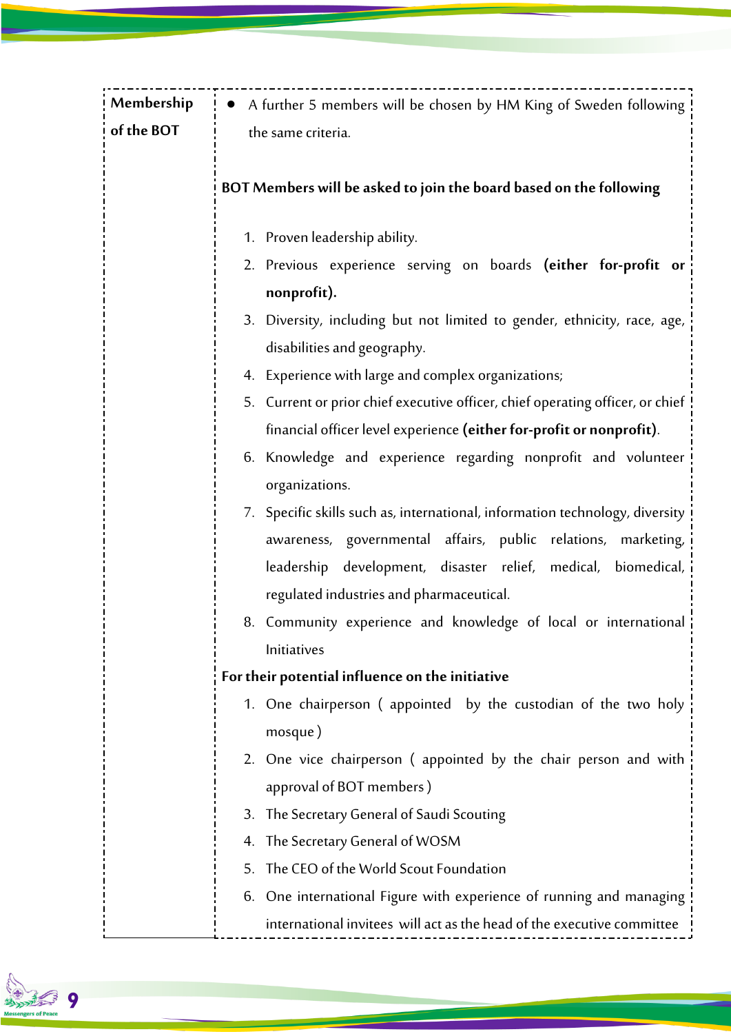| Membership of the BOT | • A further 5 members will be chosen by HM King of Sweden following the same criteria.<br><br>**BOT Members will be asked to join the board based on the following**<br><br>1. Proven leadership ability.<br>2. Previous experience serving on boards **(either for-profit or nonprofit).**<br>3. Diversity, including but not limited to gender, ethnicity, race, age, disabilities and geography.<br>4. Experience with large and complex organizations;<br>5. Current or prior chief executive officer, chief operating officer, or chief financial officer level experience **(either for-profit or nonprofit)**.<br>6. Knowledge and experience regarding nonprofit and volunteer organizations.<br>7. Specific skills such as, international, information technology, diversity awareness, governmental affairs, public relations, marketing, leadership development, disaster relief, medical, biomedical, regulated industries and pharmaceutical.<br>8. Community experience and knowledge of local or international Initiatives<br><br>**For their potential influence on the initiative**<br><br>1. One chairperson ( appointed by the custodian of the two holy mosque )<br>2. One vice chairperson ( appointed by the chair person and with approval of BOT members )<br>3. The Secretary General of Saudi Scouting<br>4. The Secretary General of WOSM<br>5. The CEO of the World Scout Foundation<br>6. One international Figure with experience of running and managing international invitees will act as the head of the executive committee |
|---|---|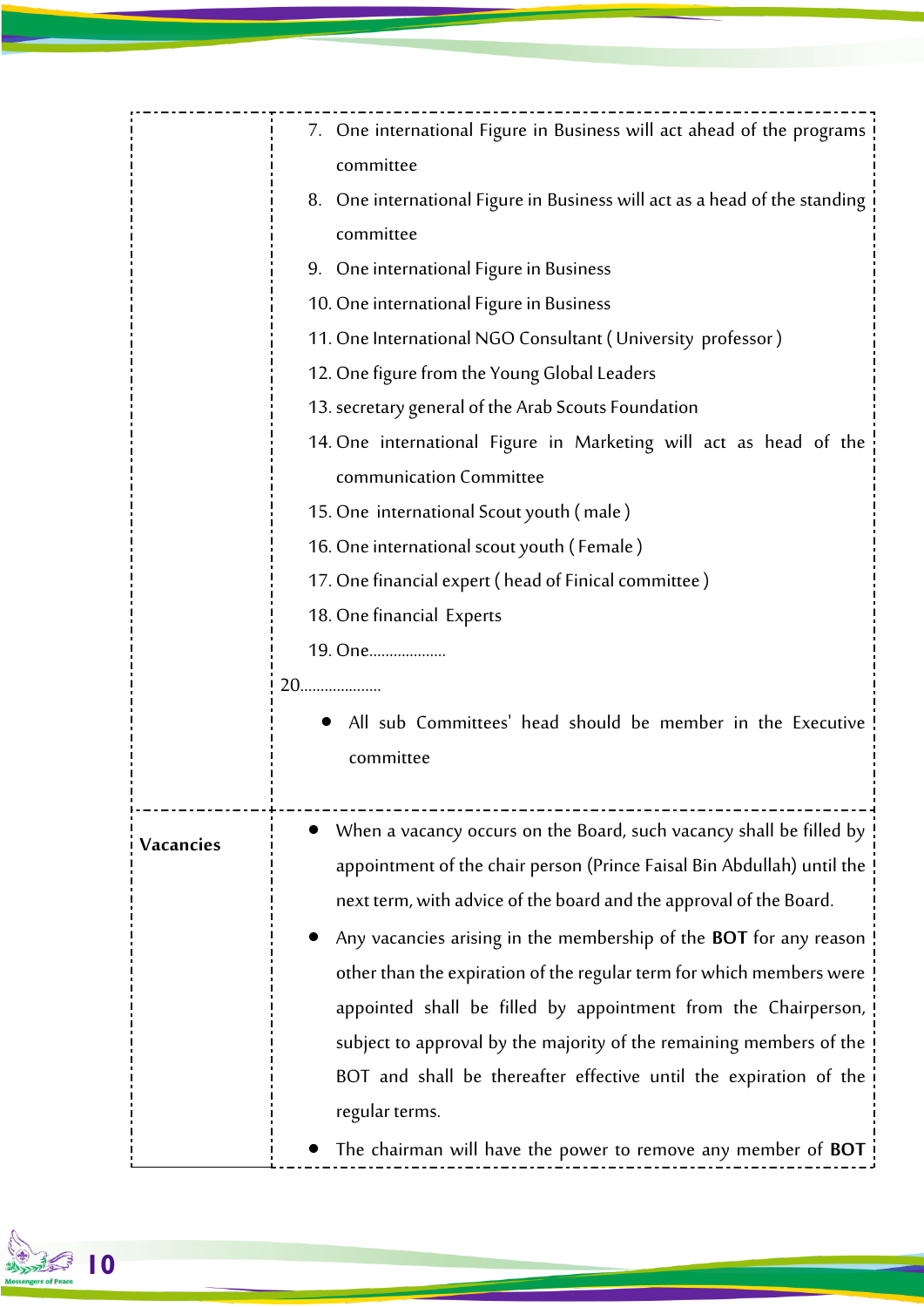| | |
|---|---|
| | 7. One international Figure in Business will act ahead of the programs committee<br>8. One international Figure in Business will act as a head of the standing committee<br>9. One international Figure in Business<br>10. One international Figure in Business<br>11. One International NGO Consultant ( University professor )<br>12. One figure from the Young Global Leaders<br>13. secretary general of the Arab Scouts Foundation<br>14. One international Figure in Marketing will act as head of the communication Committee<br>15. One international Scout youth ( male )<br>16. One international scout youth ( Female )<br>17. One financial expert ( head of Finical committee )<br>18. One financial Experts<br>19. One...................<br>20....................<br>• All sub Committees' head should be member in the Executive committee |
| **Vacancies** | • When a vacancy occurs on the Board, such vacancy shall be filled by appointment of the chair person (Prince Faisal Bin Abdullah) until the next term, with advice of the board and the approval of the Board.<br>• Any vacancies arising in the membership of the **BOT** for any reason other than the expiration of the regular term for which members were appointed shall be filled by appointment from the Chairperson, subject to approval by the majority of the remaining members of the BOT and shall be thereafter effective until the expiration of the regular terms.<br>• The chairman will have the power to remove any member of **BOT** |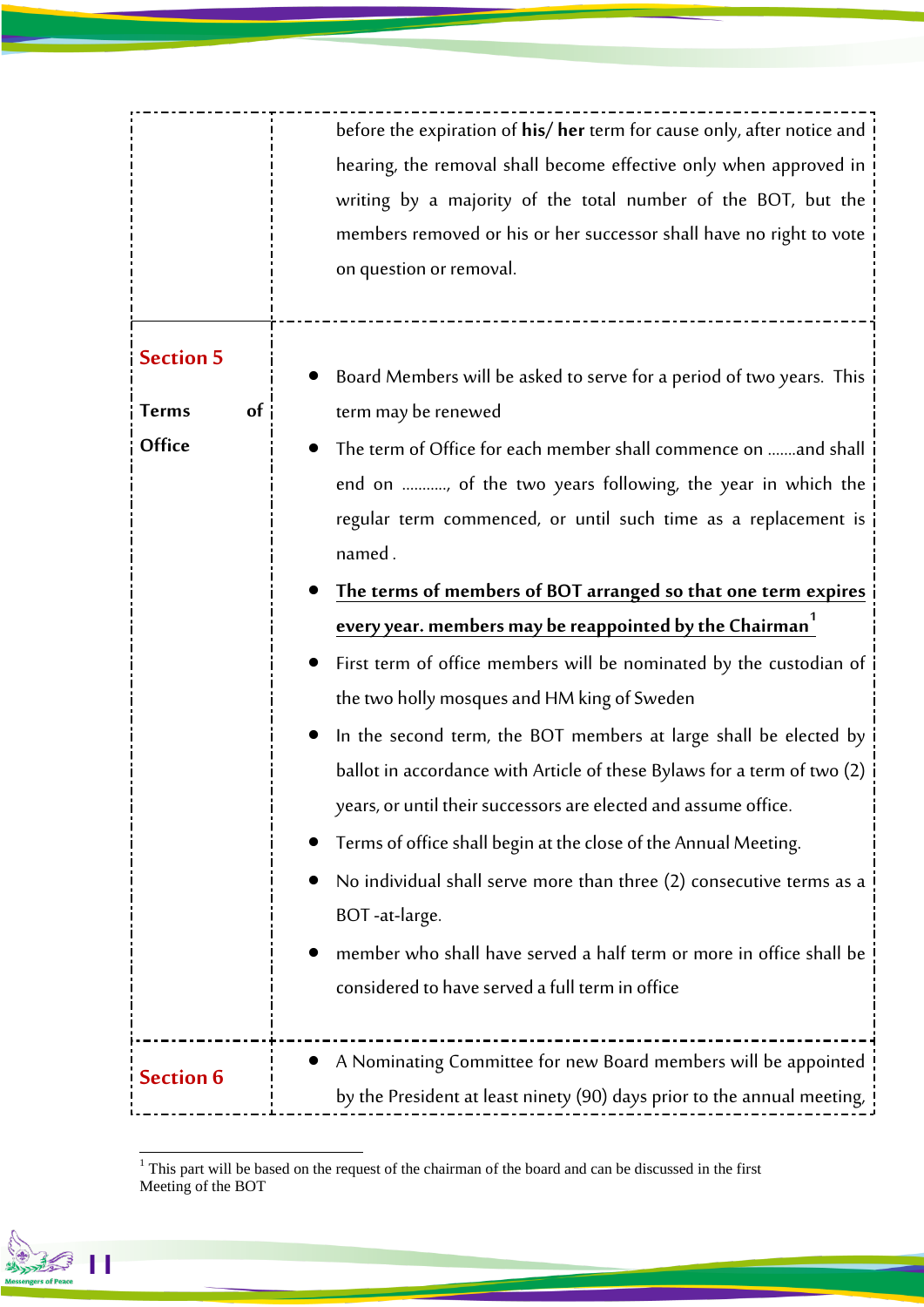| | |
|---|---|
| | before the expiration of **his/ her** term for cause only, after notice and hearing, the removal shall become effective only when approved in writing by a majority of the total number of the BOT, but the members removed or his or her successor shall have no right to vote on question or removal. |
| **Section 5**<br><br>**Terms of Office** | • Board Members will be asked to serve for a period of two years. This term may be renewed<br>• The term of Office for each member shall commence on .......and shall end on ..........., of the two years following, the year in which the regular term commenced, or until such time as a replacement is named .<br>• **<u>The terms of members of BOT arranged so that one term expires every year. members may be reappointed by the Chairman</u>**[1]<br>• First term of office members will be nominated by the custodian of the two holly mosques and HM king of Sweden<br>• In the second term, the BOT members at large shall be elected by ballot in accordance with Article of these Bylaws for a term of two (2) years, or until their successors are elected and assume office.<br>• Terms of office shall begin at the close of the Annual Meeting.<br>• No individual shall serve more than three (2) consecutive terms as a BOT -at-large.<br>• member who shall have served a half term or more in office shall be considered to have served a full term in office |
| **Section 6** | • A Nominating Committee for new Board members will be appointed by the President at least ninety (90) days prior to the annual meeting, |

[1] This part will be based on the request of the chairman of the board and can be discussed in the first Meeting of the BOT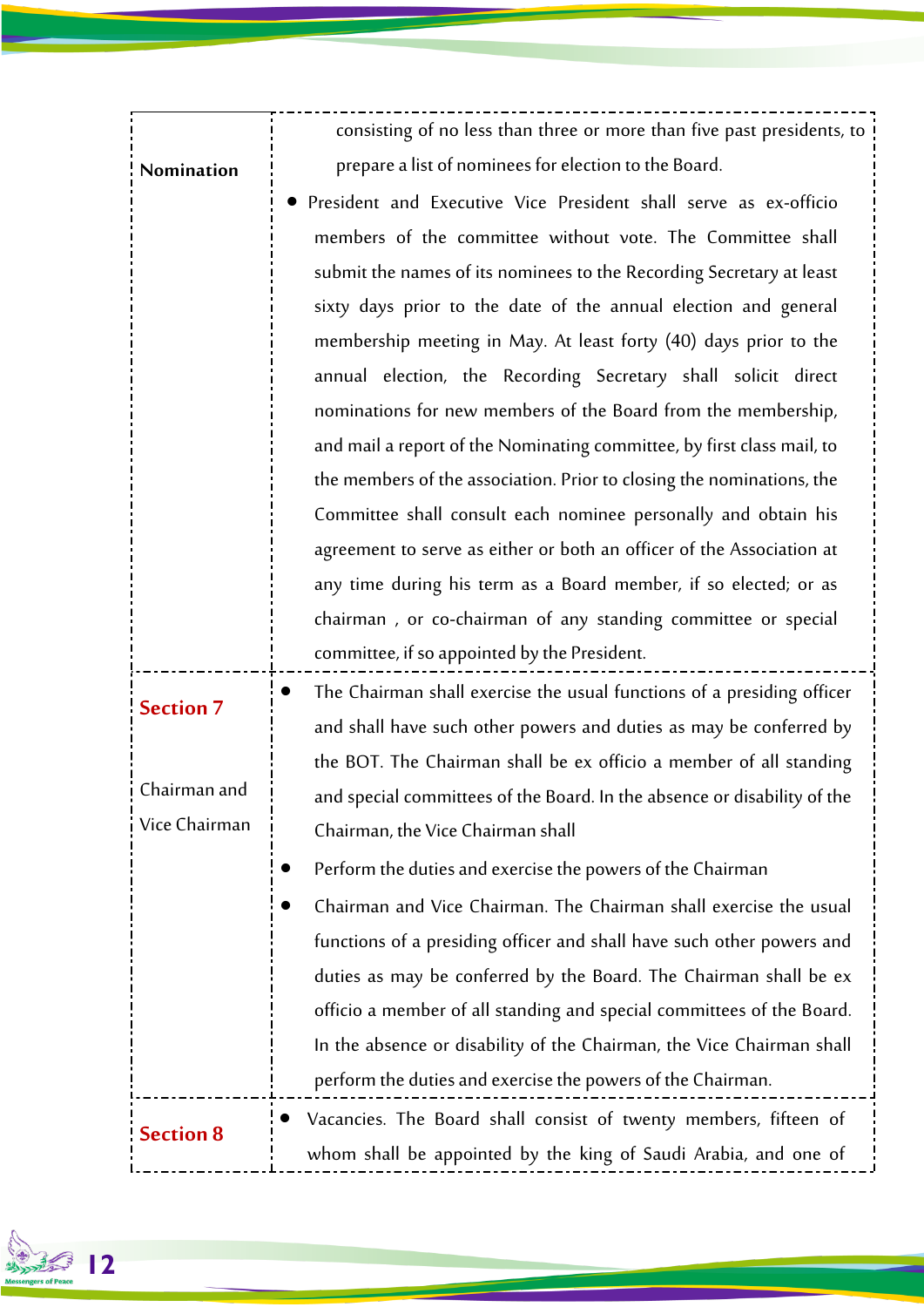| | |
|---|---|
| **Nomination** | consisting of no less than three or more than five past presidents, to prepare a list of nominees for election to the Board.<br>• President and Executive Vice President shall serve as ex-officio members of the committee without vote. The Committee shall submit the names of its nominees to the Recording Secretary at least sixty days prior to the date of the annual election and general membership meeting in May. At least forty (40) days prior to the annual election, the Recording Secretary shall solicit direct nominations for new members of the Board from the membership, and mail a report of the Nominating committee, by first class mail, to the members of the association. Prior to closing the nominations, the Committee shall consult each nominee personally and obtain his agreement to serve as either or both an officer of the Association at any time during his term as a Board member, if so elected; or as chairman , or co-chairman of any standing committee or special committee, if so appointed by the President. |
| **Section 7**<br><br>Chairman and Vice Chairman | • The Chairman shall exercise the usual functions of a presiding officer and shall have such other powers and duties as may be conferred by the BOT. The Chairman shall be ex officio a member of all standing and special committees of the Board. In the absence or disability of the Chairman, the Vice Chairman shall<br>• Perform the duties and exercise the powers of the Chairman<br>• Chairman and Vice Chairman. The Chairman shall exercise the usual functions of a presiding officer and shall have such other powers and duties as may be conferred by the Board. The Chairman shall be ex officio a member of all standing and special committees of the Board. In the absence or disability of the Chairman, the Vice Chairman shall perform the duties and exercise the powers of the Chairman. |
| **Section 8** | • Vacancies. The Board shall consist of twenty members, fifteen of whom shall be appointed by the king of Saudi Arabia, and one of |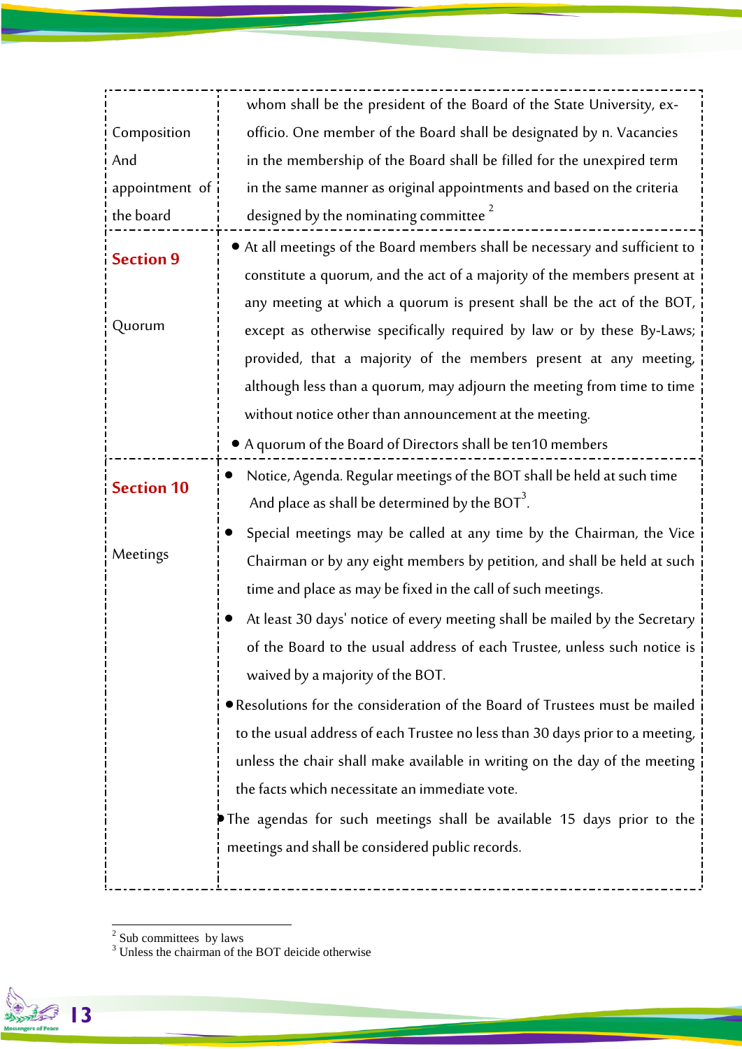| | |
|---|---|
| Composition And appointment of the board | whom shall be the president of the Board of the State University, ex-officio. One member of the Board shall be designated by n. Vacancies in the membership of the Board shall be filled for the unexpired term in the same manner as original appointments and based on the criteria designed by the nominating committee [2] |
| **Section 9** <br><br> Quorum | • At all meetings of the Board members shall be necessary and sufficient to constitute a quorum, and the act of a majority of the members present at any meeting at which a quorum is present shall be the act of the BOT, except as otherwise specifically required by law or by these By-Laws; provided, that a majority of the members present at any meeting, although less than a quorum, may adjourn the meeting from time to time without notice other than announcement at the meeting. <br> • A quorum of the Board of Directors shall be ten10 members |
| **Section 10** <br><br> Meetings | • Notice, Agenda. Regular meetings of the BOT shall be held at such time And place as shall be determined by the BOT[3]. <br> • Special meetings may be called at any time by the Chairman, the Vice Chairman or by any eight members by petition, and shall be held at such time and place as may be fixed in the call of such meetings. <br> • At least 30 days' notice of every meeting shall be mailed by the Secretary of the Board to the usual address of each Trustee, unless such notice is waived by a majority of the BOT. <br> • Resolutions for the consideration of the Board of Trustees must be mailed to the usual address of each Trustee no less than 30 days prior to a meeting, unless the chair shall make available in writing on the day of the meeting the facts which necessitate an immediate vote. <br> • The agendas for such meetings shall be available 15 days prior to the meetings and shall be considered public records. |

[2] Sub committees by laws
[3] Unless the chairman of the BOT deicide otherwise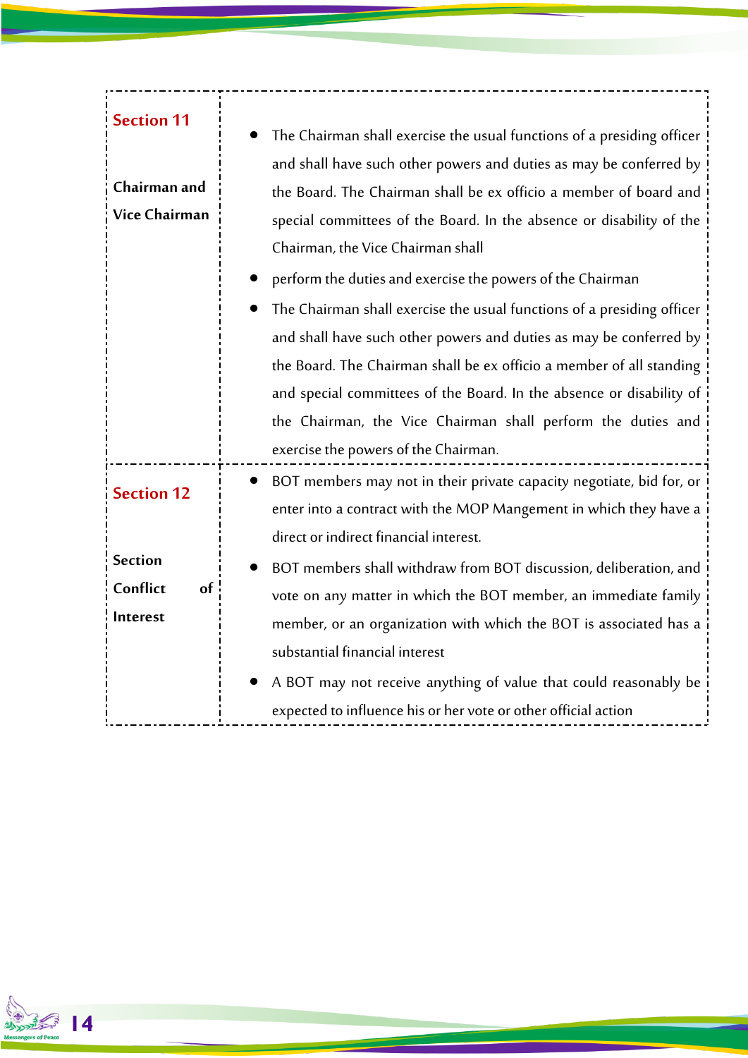| | |
|---|---|
| **Section 11**<br><br>**Chairman and Vice Chairman** | • The Chairman shall exercise the usual functions of a presiding officer and shall have such other powers and duties as may be conferred by the Board. The Chairman shall be ex officio a member of board and special committees of the Board. In the absence or disability of the Chairman, the Vice Chairman shall<br>• perform the duties and exercise the powers of the Chairman<br>• The Chairman shall exercise the usual functions of a presiding officer and shall have such other powers and duties as may be conferred by the Board. The Chairman shall be ex officio a member of all standing and special committees of the Board. In the absence or disability of the Chairman, the Vice Chairman shall perform the duties and exercise the powers of the Chairman. |
| **Section 12**<br><br>**Section Conflict of Interest** | • BOT members may not in their private capacity negotiate, bid for, or enter into a contract with the MOP Mangement in which they have a direct or indirect financial interest.<br>• BOT members shall withdraw from BOT discussion, deliberation, and vote on any matter in which the BOT member, an immediate family member, or an organization with which the BOT is associated has a substantial financial interest<br>• A BOT may not receive anything of value that could reasonably be expected to influence his or her vote or other official action |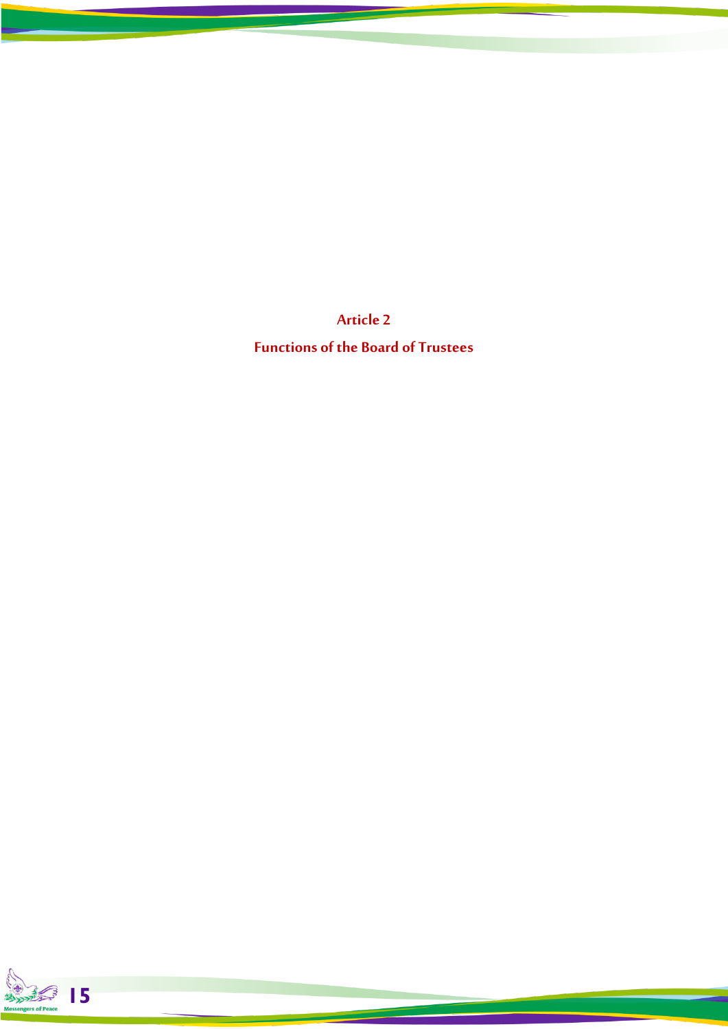## Article 2

## Functions of the Board of Trustees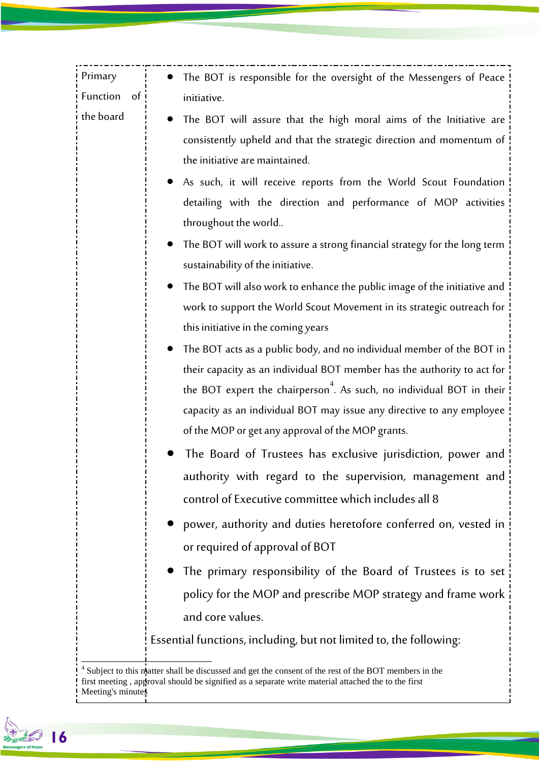| Primary Function of the board | • The BOT is responsible for the oversight of the Messengers of Peace initiative.<br>• The BOT will assure that the high moral aims of the Initiative are consistently upheld and that the strategic direction and momentum of the initiative are maintained.<br>• As such, it will receive reports from the World Scout Foundation detailing with the direction and performance of MOP activities throughout the world..<br>• The BOT will work to assure a strong financial strategy for the long term sustainability of the initiative.<br>• The BOT will also work to enhance the public image of the initiative and work to support the World Scout Movement in its strategic outreach for this initiative in the coming years<br>• The BOT acts as a public body, and no individual member of the BOT in their capacity as an individual BOT member has the authority to act for the BOT expert the chairperson[4]. As such, no individual BOT in their capacity as an individual BOT may issue any directive to any employee of the MOP or get any approval of the MOP grants.<br>• The Board of Trustees has exclusive jurisdiction, power and authority with regard to the supervision, management and control of Executive committee which includes all 8<br>• power, authority and duties heretofore conferred on, vested in or required of approval of BOT<br>• The primary responsibility of the Board of Trustees is to set policy for the MOP and prescribe MOP strategy and frame work and core values.<br>Essential functions, including, but not limited to, the following: |
|---|---|

[4] Subject to this matter shall be discussed and get the consent of the rest of the BOT members in the first meeting , approval should be signified as a separate write material attached the to the first Meeting's minutes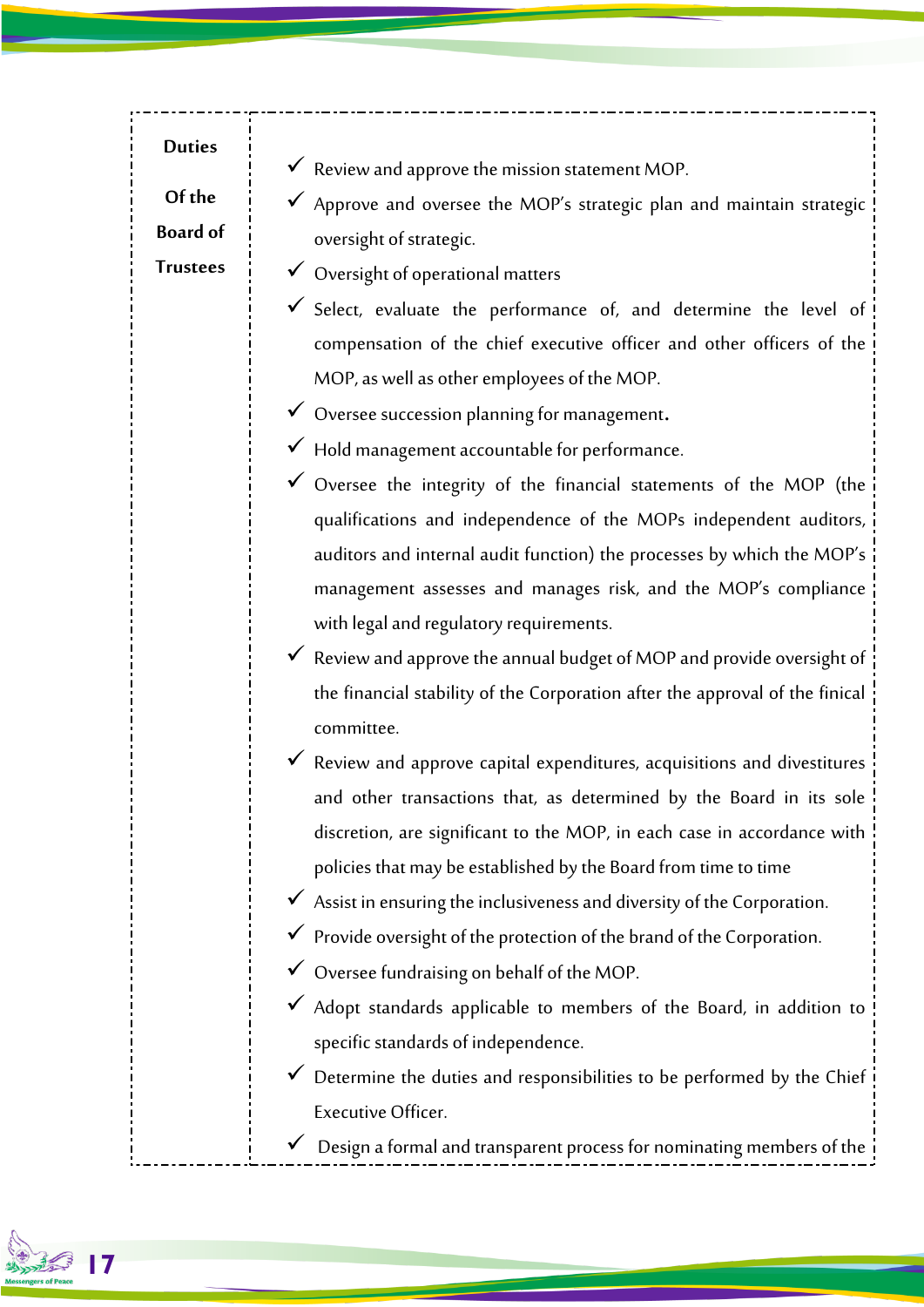| Duties Of the Board of Trustees | ✓ Review and approve the mission statement MOP.<br>✓ Approve and oversee the MOP's strategic plan and maintain strategic oversight of strategic.<br>✓ Oversight of operational matters<br>✓ Select, evaluate the performance of, and determine the level of compensation of the chief executive officer and other officers of the MOP, as well as other employees of the MOP.<br>✓ Oversee succession planning for management.<br>✓ Hold management accountable for performance.<br>✓ Oversee the integrity of the financial statements of the MOP (the qualifications and independence of the MOPs independent auditors, auditors and internal audit function) the processes by which the MOP's management assesses and manages risk, and the MOP's compliance with legal and regulatory requirements.<br>✓ Review and approve the annual budget of MOP and provide oversight of the financial stability of the Corporation after the approval of the finical committee.<br>✓ Review and approve capital expenditures, acquisitions and divestitures and other transactions that, as determined by the Board in its sole discretion, are significant to the MOP, in each case in accordance with policies that may be established by the Board from time to time<br>✓ Assist in ensuring the inclusiveness and diversity of the Corporation.<br>✓ Provide oversight of the protection of the brand of the Corporation.<br>✓ Oversee fundraising on behalf of the MOP.<br>✓ Adopt standards applicable to members of the Board, in addition to specific standards of independence.<br>✓ Determine the duties and responsibilities to be performed by the Chief Executive Officer.<br>✓ Design a formal and transparent process for nominating members of the |
|---|---|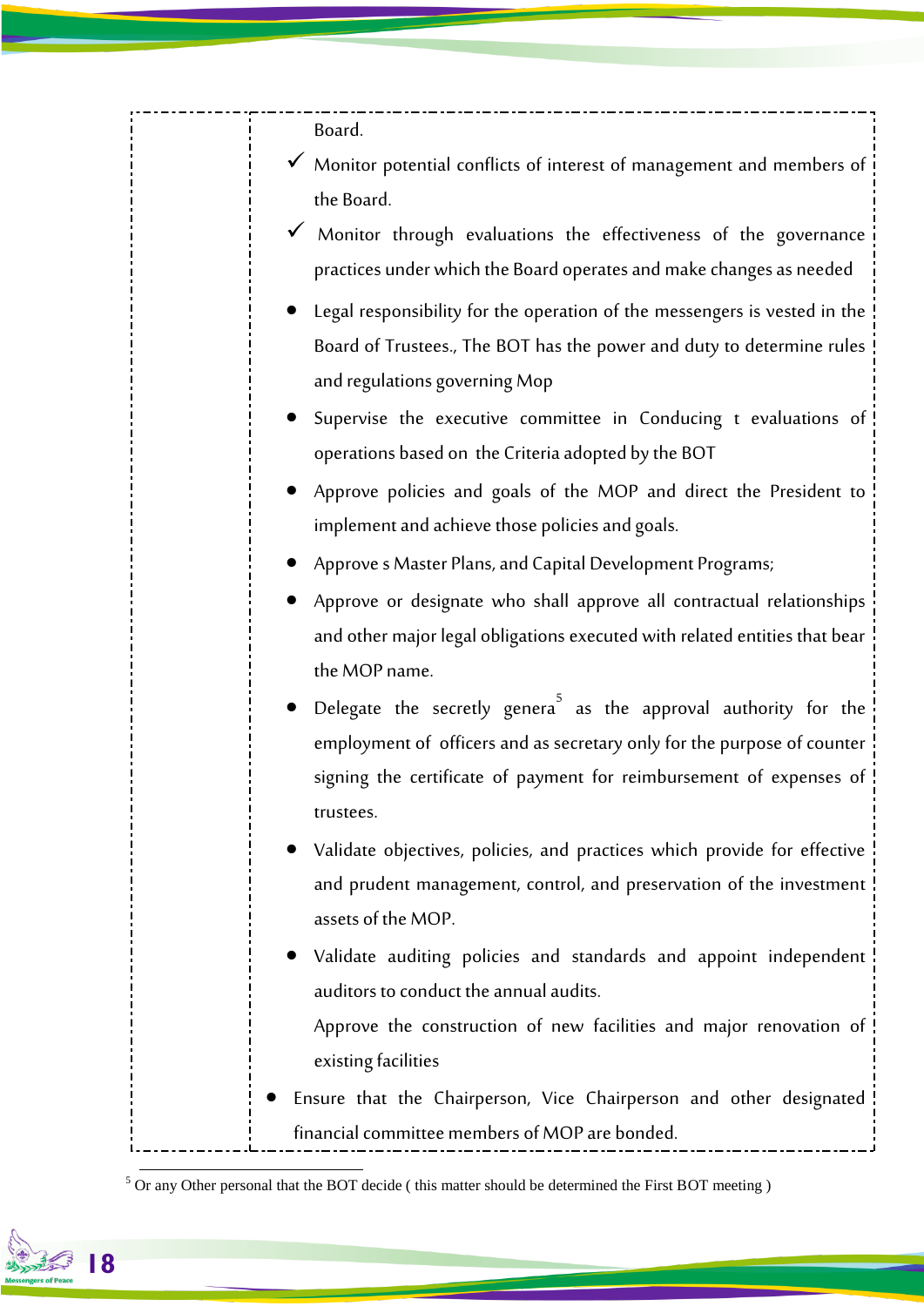Board.

- ✓ Monitor potential conflicts of interest of management and members of the Board.
- ✓ Monitor through evaluations the effectiveness of the governance practices under which the Board operates and make changes as needed

- Legal responsibility for the operation of the messengers is vested in the Board of Trustees., The BOT has the power and duty to determine rules and regulations governing Mop
- Supervise the executive committee in Conducing t evaluations of operations based on the Criteria adopted by the BOT
- Approve policies and goals of the MOP and direct the President to implement and achieve those policies and goals.
- Approve s Master Plans, and Capital Development Programs;
- Approve or designate who shall approve all contractual relationships and other major legal obligations executed with related entities that bear the MOP name.
- Delegate the secretly genera[5] as the approval authority for the employment of officers and as secretary only for the purpose of counter signing the certificate of payment for reimbursement of expenses of trustees.
- Validate objectives, policies, and practices which provide for effective and prudent management, control, and preservation of the investment assets of the MOP.
- Validate auditing policies and standards and appoint independent auditors to conduct the annual audits.

  Approve the construction of new facilities and major renovation of existing facilities

- Ensure that the Chairperson, Vice Chairperson and other designated financial committee members of MOP are bonded.

---

[5] Or any Other personal that the BOT decide ( this matter should be determined the First BOT meeting )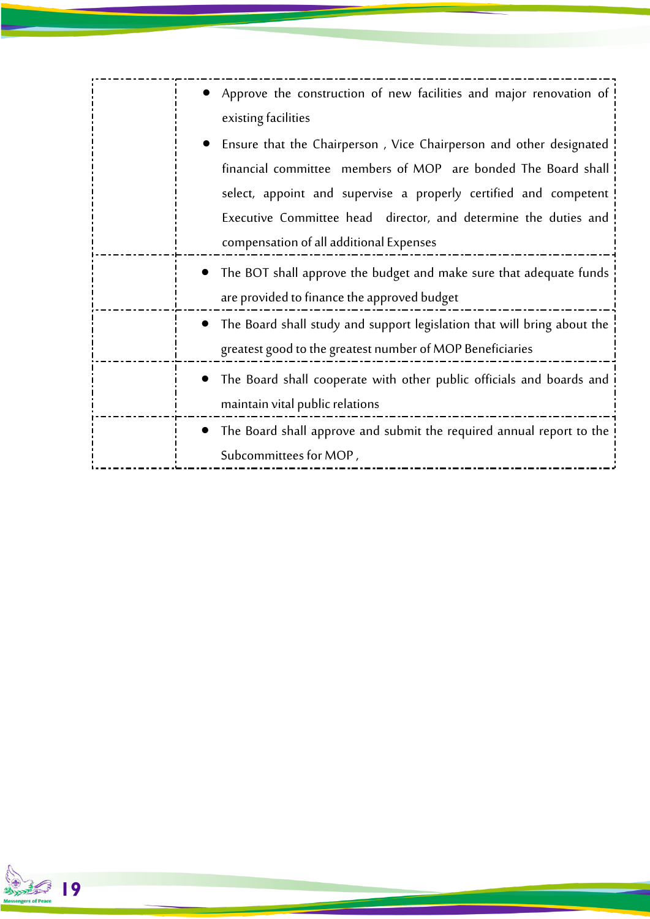| | |
|---|---|
| | • Approve the construction of new facilities and major renovation of existing facilities<br>• Ensure that the Chairperson , Vice Chairperson and other designated financial committee members of MOP are bonded The Board shall select, appoint and supervise a properly certified and competent Executive Committee head director, and determine the duties and compensation of all additional Expenses |
| | • The BOT shall approve the budget and make sure that adequate funds are provided to finance the approved budget |
| | • The Board shall study and support legislation that will bring about the greatest good to the greatest number of MOP Beneficiaries |
| | • The Board shall cooperate with other public officials and boards and maintain vital public relations |
| | • The Board shall approve and submit the required annual report to the Subcommittees for MOP , |